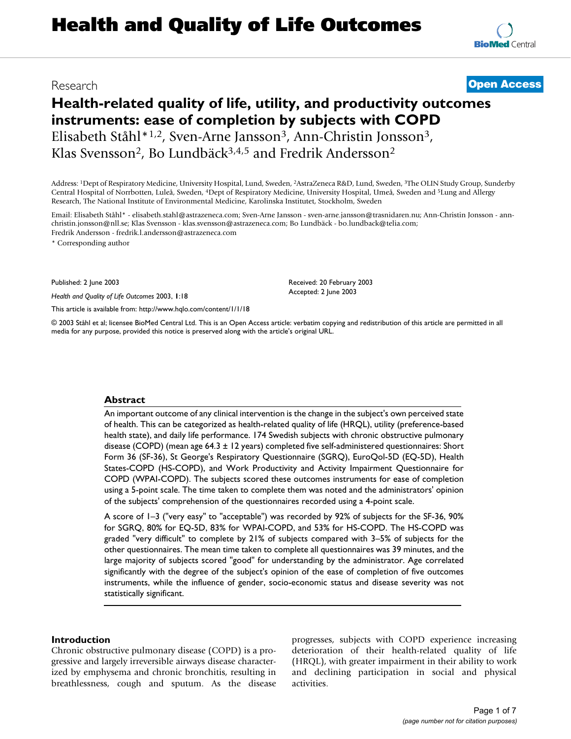Research **Open Access**

# Health-related quality of life, utility, and productivity outcomes instruments: ease of completion by subjects with COPD

Elisabeth Ståhl*[1,2], Sven-Arne Jansson[3], Ann-Christin Jonsson[3], Klas Svensson[2], Bo Lundbäck[3,4,5] and Fredrik Andersson[2]

Address: [1]Dept of Respiratory Medicine, University Hospital, Lund, Sweden, [2]AstraZeneca R&D, Lund, Sweden, [3]The OLIN Study Group, Sunderby Central Hospital of Norrbotten, Luleå, Sweden, [4]Dept of Respiratory Medicine, University Hospital, Umeå, Sweden and [5]Lung and Allergy Research, The National Institute of Environmental Medicine, Karolinska Institutet, Stockholm, Sweden

Email: Elisabeth Ståhl* - elisabeth.stahl@astrazeneca.com; Sven-Arne Jansson - sven-arne.jansson@trasnidaren.nu; Ann-Christin Jonsson - ann-christin.jonsson@nll.se; Klas Svensson - klas.svensson@astrazeneca.com; Bo Lundbäck - bo.lundback@telia.com; Fredrik Andersson - fredrik.l.andersson@astrazeneca.com

* Corresponding author

Published: 2 June 2003

*Health and Quality of Life Outcomes* 2003, **1**:18

This article is available from: http://www.hqlo.com/content/1/1/18

Received: 20 February 2003
Accepted: 2 June 2003

© 2003 Ståhl et al; licensee BioMed Central Ltd. This is an Open Access article: verbatim copying and redistribution of this article are permitted in all media for any purpose, provided this notice is preserved along with the article's original URL.

## Abstract

An important outcome of any clinical intervention is the change in the subject's own perceived state of health. This can be categorized as health-related quality of life (HRQL), utility (preference-based health state), and daily life performance. 174 Swedish subjects with chronic obstructive pulmonary disease (COPD) (mean age 64.3 ± 12 years) completed five self-administered questionnaires: Short Form 36 (SF-36), St George's Respiratory Questionnaire (SGRQ), EuroQol-5D (EQ-5D), Health States-COPD (HS-COPD), and Work Productivity and Activity Impairment Questionnaire for COPD (WPAI-COPD). The subjects scored these outcomes instruments for ease of completion using a 5-point scale. The time taken to complete them was noted and the administrators' opinion of the subjects' comprehension of the questionnaires recorded using a 4-point scale.

A score of 1–3 ("very easy" to "acceptable") was recorded by 92% of subjects for the SF-36, 90% for SGRQ, 80% for EQ-5D, 83% for WPAI-COPD, and 53% for HS-COPD. The HS-COPD was graded "very difficult" to complete by 21% of subjects compared with 3–5% of subjects for the other questionnaires. The mean time taken to complete all questionnaires was 39 minutes, and the large majority of subjects scored "good" for understanding by the administrator. Age correlated significantly with the degree of the subject's opinion of the ease of completion of five outcomes instruments, while the influence of gender, socio-economic status and disease severity was not statistically significant.

## Introduction

Chronic obstructive pulmonary disease (COPD) is a progressive and largely irreversible airways disease characterized by emphysema and chronic bronchitis, resulting in breathlessness, cough and sputum. As the disease progresses, subjects with COPD experience increasing deterioration of their health-related quality of life (HRQL), with greater impairment in their ability to work and declining participation in social and physical activities.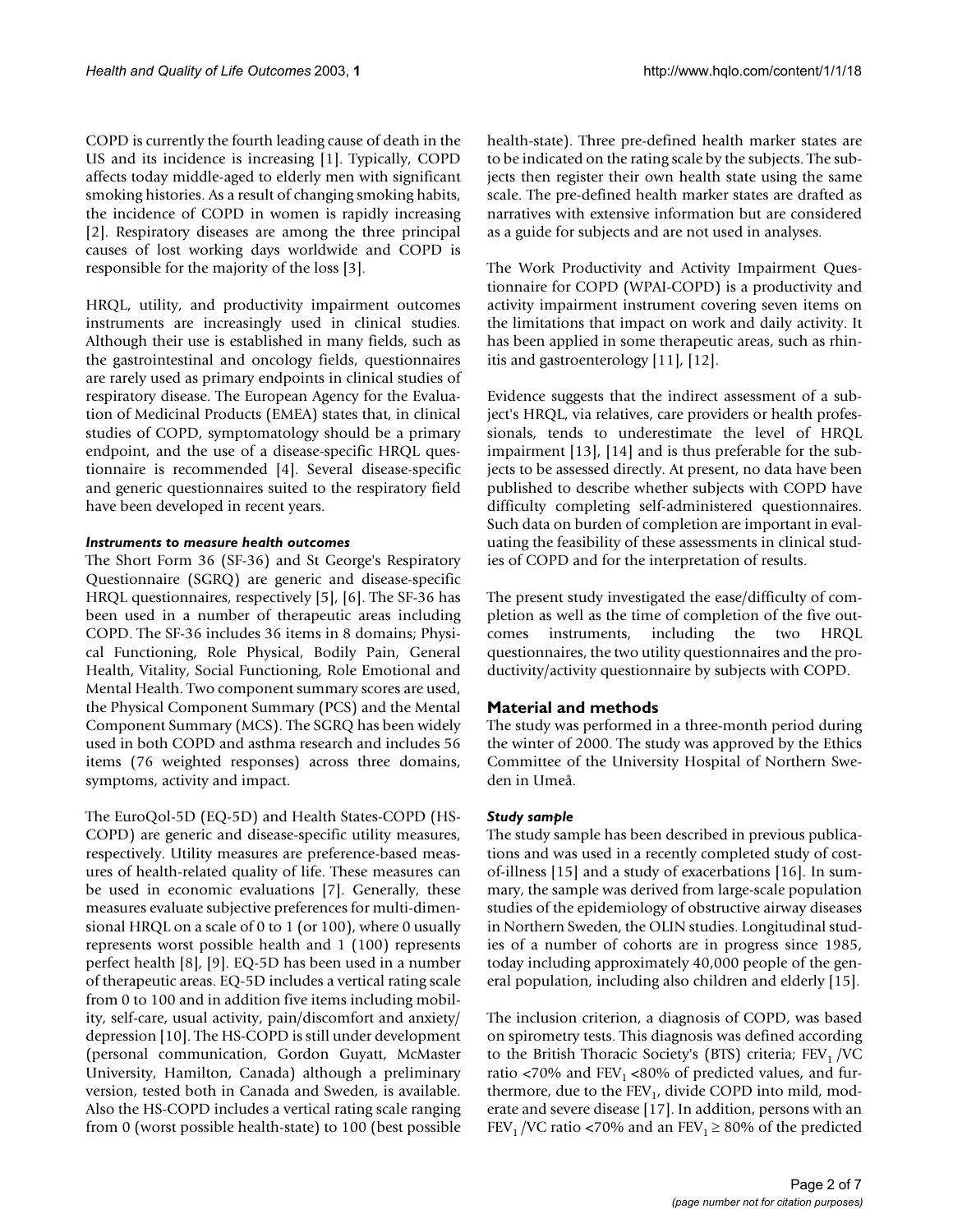COPD is currently the fourth leading cause of death in the US and its incidence is increasing [1]. Typically, COPD affects today middle-aged to elderly men with significant smoking histories. As a result of changing smoking habits, the incidence of COPD in women is rapidly increasing [2]. Respiratory diseases are among the three principal causes of lost working days worldwide and COPD is responsible for the majority of the loss [3].

HRQL, utility, and productivity impairment outcomes instruments are increasingly used in clinical studies. Although their use is established in many fields, such as the gastrointestinal and oncology fields, questionnaires are rarely used as primary endpoints in clinical studies of respiratory disease. The European Agency for the Evaluation of Medicinal Products (EMEA) states that, in clinical studies of COPD, symptomatology should be a primary endpoint, and the use of a disease-specific HRQL questionnaire is recommended [4]. Several disease-specific and generic questionnaires suited to the respiratory field have been developed in recent years.

### *Instruments to measure health outcomes*

The Short Form 36 (SF-36) and St George's Respiratory Questionnaire (SGRQ) are generic and disease-specific HRQL questionnaires, respectively [5], [6]. The SF-36 has been used in a number of therapeutic areas including COPD. The SF-36 includes 36 items in 8 domains; Physical Functioning, Role Physical, Bodily Pain, General Health, Vitality, Social Functioning, Role Emotional and Mental Health. Two component summary scores are used, the Physical Component Summary (PCS) and the Mental Component Summary (MCS). The SGRQ has been widely used in both COPD and asthma research and includes 56 items (76 weighted responses) across three domains, symptoms, activity and impact.

The EuroQol-5D (EQ-5D) and Health States-COPD (HS-COPD) are generic and disease-specific utility measures, respectively. Utility measures are preference-based measures of health-related quality of life. These measures can be used in economic evaluations [7]. Generally, these measures evaluate subjective preferences for multi-dimensional HRQL on a scale of 0 to 1 (or 100), where 0 usually represents worst possible health and 1 (100) represents perfect health [8], [9]. EQ-5D has been used in a number of therapeutic areas. EQ-5D includes a vertical rating scale from 0 to 100 and in addition five items including mobility, self-care, usual activity, pain/discomfort and anxiety/depression [10]. The HS-COPD is still under development (personal communication, Gordon Guyatt, McMaster University, Hamilton, Canada) although a preliminary version, tested both in Canada and Sweden, is available. Also the HS-COPD includes a vertical rating scale ranging from 0 (worst possible health-state) to 100 (best possible health-state). Three pre-defined health marker states are to be indicated on the rating scale by the subjects. The subjects then register their own health state using the same scale. The pre-defined health marker states are drafted as narratives with extensive information but are considered as a guide for subjects and are not used in analyses.

The Work Productivity and Activity Impairment Questionnaire for COPD (WPAI-COPD) is a productivity and activity impairment instrument covering seven items on the limitations that impact on work and daily activity. It has been applied in some therapeutic areas, such as rhinitis and gastroenterology [11], [12].

Evidence suggests that the indirect assessment of a subject's HRQL, via relatives, care providers or health professionals, tends to underestimate the level of HRQL impairment [13], [14] and is thus preferable for the subjects to be assessed directly. At present, no data have been published to describe whether subjects with COPD have difficulty completing self-administered questionnaires. Such data on burden of completion are important in evaluating the feasibility of these assessments in clinical studies of COPD and for the interpretation of results.

The present study investigated the ease/difficulty of completion as well as the time of completion of the five outcomes instruments, including the two HRQL questionnaires, the two utility questionnaires and the productivity/activity questionnaire by subjects with COPD.

## Material and methods

The study was performed in a three-month period during the winter of 2000. The study was approved by the Ethics Committee of the University Hospital of Northern Sweden in Umeå.

### *Study sample*

The study sample has been described in previous publications and was used in a recently completed study of cost-of-illness [15] and a study of exacerbations [16]. In summary, the sample was derived from large-scale population studies of the epidemiology of obstructive airway diseases in Northern Sweden, the OLIN studies. Longitudinal studies of a number of cohorts are in progress since 1985, today including approximately 40,000 people of the general population, including also children and elderly [15].

The inclusion criterion, a diagnosis of COPD, was based on spirometry tests. This diagnosis was defined according to the British Thoracic Society's (BTS) criteria; $FEV_1$ /VC ratio <70% and $FEV_1$ <80% of predicted values, and furthermore, due to the $FEV_1$, divide COPD into mild, moderate and severe disease [17]. In addition, persons with an $FEV_1$ /VC ratio <70% and an $FEV_1 \geq 80\%$ of the predicted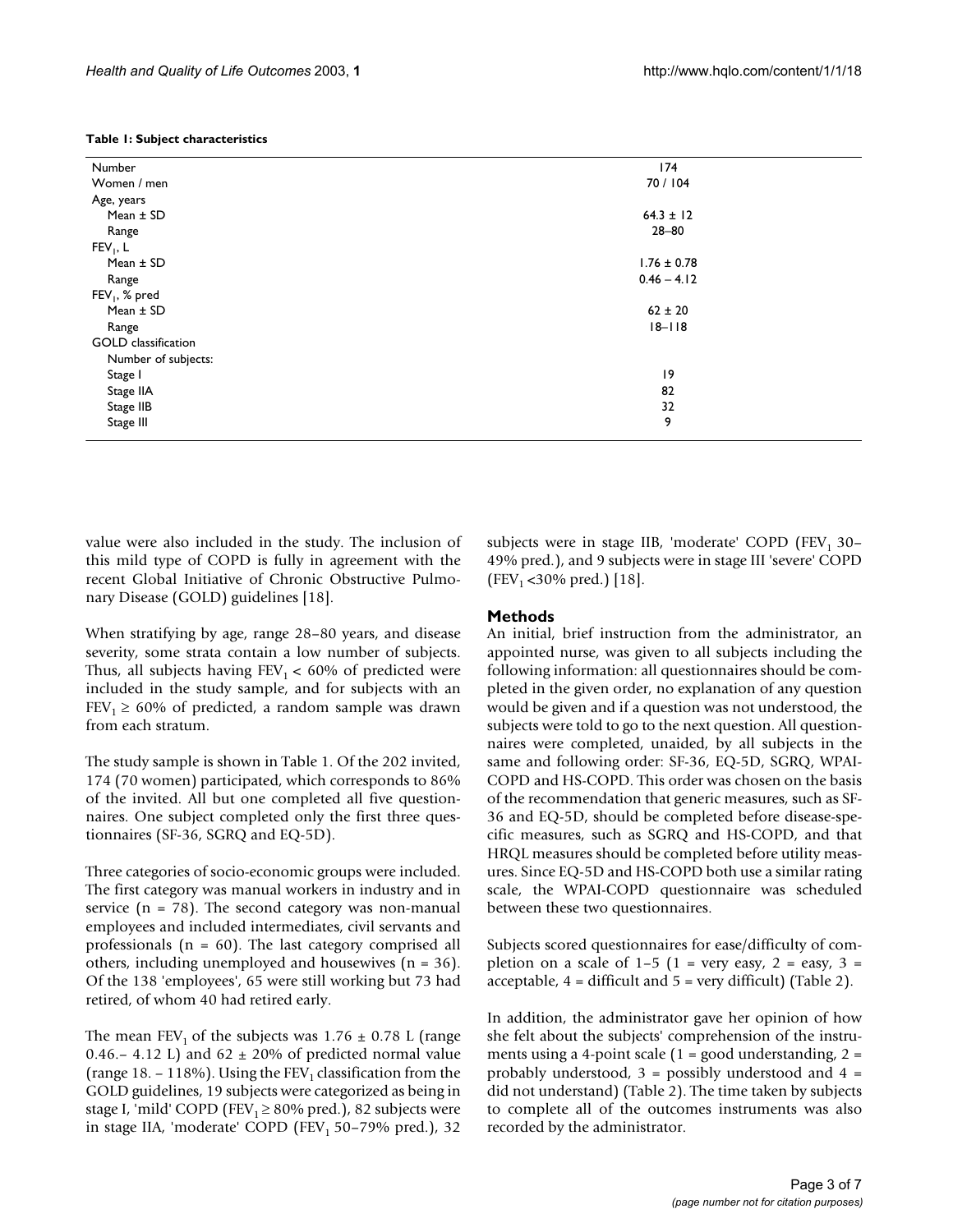**Table 1: Subject characteristics**

| | |
|---|---|
| Number | 174 |
| Women / men | 70 / 104 |
| Age, years | |
| Mean ± SD | 64.3 ± 12 |
| Range | 28–80 |
| $FEV_1$, L | |
| Mean ± SD | 1.76 ± 0.78 |
| Range | 0.46 – 4.12 |
| $FEV_1$, % pred | |
| Mean ± SD | 62 ± 20 |
| Range | 18–118 |
| GOLD classification | |
| Number of subjects: | |
| Stage I | 19 |
| Stage IIA | 82 |
| Stage IIB | 32 |
| Stage III | 9 |

value were also included in the study. The inclusion of this mild type of COPD is fully in agreement with the recent Global Initiative of Chronic Obstructive Pulmonary Disease (GOLD) guidelines [18].

When stratifying by age, range 28–80 years, and disease severity, some strata contain a low number of subjects. Thus, all subjects having $FEV_1 < 60\%$ of predicted were included in the study sample, and for subjects with an $FEV_1 \geq 60\%$ of predicted, a random sample was drawn from each stratum.

The study sample is shown in Table 1. Of the 202 invited, 174 (70 women) participated, which corresponds to 86% of the invited. All but one completed all five questionnaires. One subject completed only the first three questionnaires (SF-36, SGRQ and EQ-5D).

Three categories of socio-economic groups were included. The first category was manual workers in industry and in service (n = 78). The second category was non-manual employees and included intermediates, civil servants and professionals (n = 60). The last category comprised all others, including unemployed and housewives (n = 36). Of the 138 'employees', 65 were still working but 73 had retired, of whom 40 had retired early.

The mean $FEV_1$ of the subjects was 1.76 ± 0.78 L (range 0.46.– 4.12 L) and 62 ± 20% of predicted normal value (range 18. – 118%). Using the $FEV_1$ classification from the GOLD guidelines, 19 subjects were categorized as being in stage I, 'mild' COPD ($FEV_1 \geq 80\%$ pred.), 82 subjects were in stage IIA, 'moderate' COPD ($FEV_1$ 50–79% pred.), 32 subjects were in stage IIB, 'moderate' COPD ($FEV_1$ 30–49% pred.), and 9 subjects were in stage III 'severe' COPD ($FEV_1$ <30% pred.) [18].

## Methods

An initial, brief instruction from the administrator, an appointed nurse, was given to all subjects including the following information: all questionnaires should be completed in the given order, no explanation of any question would be given and if a question was not understood, the subjects were told to go to the next question. All questionnaires were completed, unaided, by all subjects in the same and following order: SF-36, EQ-5D, SGRQ, WPAI-COPD and HS-COPD. This order was chosen on the basis of the recommendation that generic measures, such as SF-36 and EQ-5D, should be completed before disease-specific measures, such as SGRQ and HS-COPD, and that HRQL measures should be completed before utility measures. Since EQ-5D and HS-COPD both use a similar rating scale, the WPAI-COPD questionnaire was scheduled between these two questionnaires.

Subjects scored questionnaires for ease/difficulty of completion on a scale of 1–5 (1 = very easy, 2 = easy, 3 = acceptable, 4 = difficult and 5 = very difficult) (Table 2).

In addition, the administrator gave her opinion of how she felt about the subjects' comprehension of the instruments using a 4-point scale (1 = good understanding, 2 = probably understood, 3 = possibly understood and 4 = did not understand) (Table 2). The time taken by subjects to complete all of the outcomes instruments was also recorded by the administrator.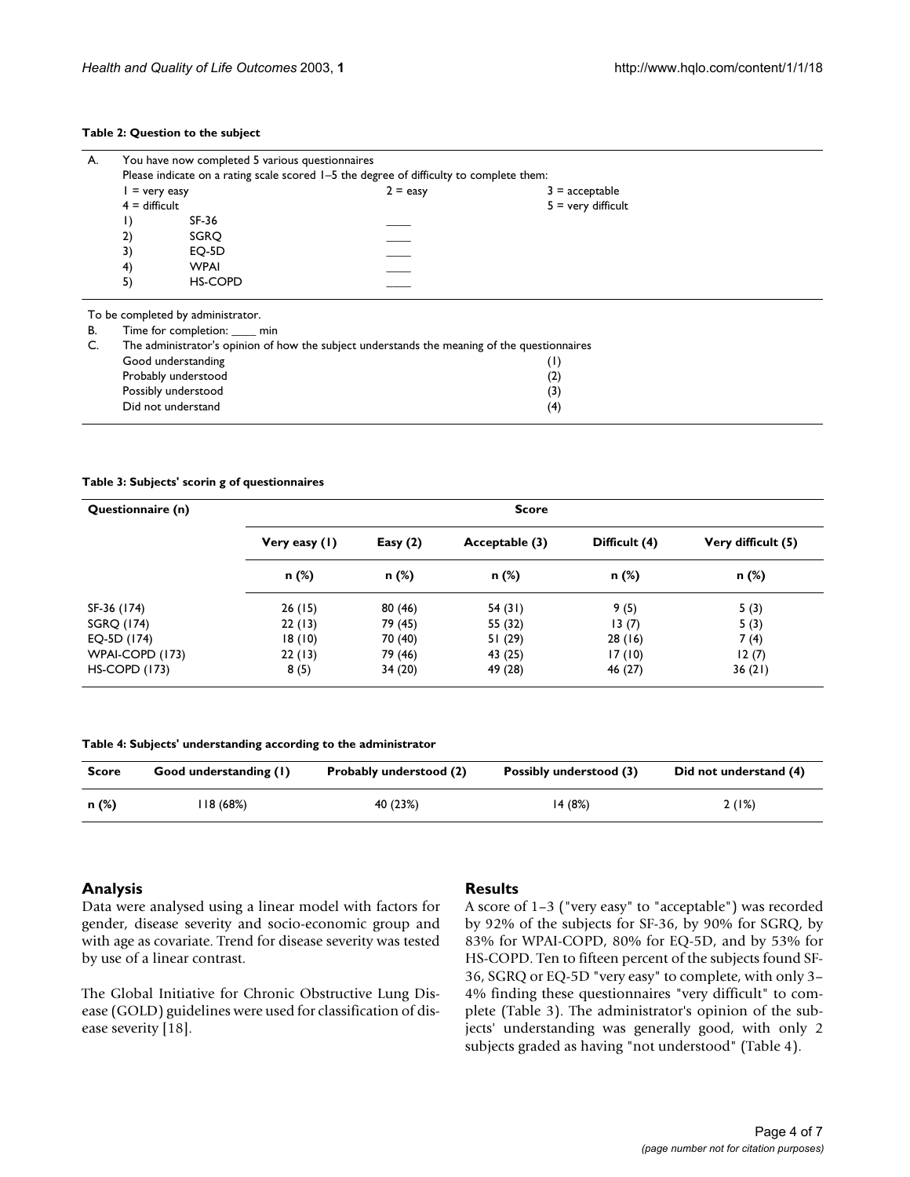**Table 2: Question to the subject**

| | | | |
|---|---|---|---|
| A. | You have now completed 5 various questionnaires<br>Please indicate on a rating scale scored 1–5 the degree of difficulty to complete them: | | |
| | 1 = very easy | 2 = easy | 3 = acceptable |
| | 4 = difficult | | 5 = very difficult |
| | 1) SF-36 | ____ | |
| | 2) SGRQ | ____ | |
| | 3) EQ-5D | ____ | |
| | 4) WPAI | ____ | |
| | 5) HS-COPD | ____ | |
| | To be completed by administrator. | | |
| B. | Time for completion: ____ min | | |
| C. | The administrator's opinion of how the subject understands the meaning of the questionnaires | | |
| | Good understanding | | (1) |
| | Probably understood | | (2) |
| | Possibly understood | | (3) |
| | Did not understand | | (4) |

**Table 3: Subjects' scorin g of questionnaires**

| Questionnaire (n) | Score | | | | |
|---|---|---|---|---|---|
| | Very easy (1) | Easy (2) | Acceptable (3) | Difficult (4) | Very difficult (5) |
| | n (%) | n (%) | n (%) | n (%) | n (%) |
| SF-36 (174) | 26 (15) | 80 (46) | 54 (31) | 9 (5) | 5 (3) |
| SGRQ (174) | 22 (13) | 79 (45) | 55 (32) | 13 (7) | 5 (3) |
| EQ-5D (174) | 18 (10) | 70 (40) | 51 (29) | 28 (16) | 7 (4) |
| WPAI-COPD (173) | 22 (13) | 79 (46) | 43 (25) | 17 (10) | 12 (7) |
| HS-COPD (173) | 8 (5) | 34 (20) | 49 (28) | 46 (27) | 36 (21) |

**Table 4: Subjects' understanding according to the administrator**

| Score | Good understanding (1) | Probably understood (2) | Possibly understood (3) | Did not understand (4) |
|---|---|---|---|---|
| n (%) | 118 (68%) | 40 (23%) | 14 (8%) | 2 (1%) |

## Analysis

Data were analysed using a linear model with factors for gender, disease severity and socio-economic group and with age as covariate. Trend for disease severity was tested by use of a linear contrast.

The Global Initiative for Chronic Obstructive Lung Disease (GOLD) guidelines were used for classification of disease severity [18].

## Results

A score of 1–3 ("very easy" to "acceptable") was recorded by 92% of the subjects for SF-36, by 90% for SGRQ, by 83% for WPAI-COPD, 80% for EQ-5D, and by 53% for HS-COPD. Ten to fifteen percent of the subjects found SF-36, SGRQ or EQ-5D "very easy" to complete, with only 3–4% finding these questionnaires "very difficult" to complete (Table 3). The administrator's opinion of the subjects' understanding was generally good, with only 2 subjects graded as having "not understood" (Table 4).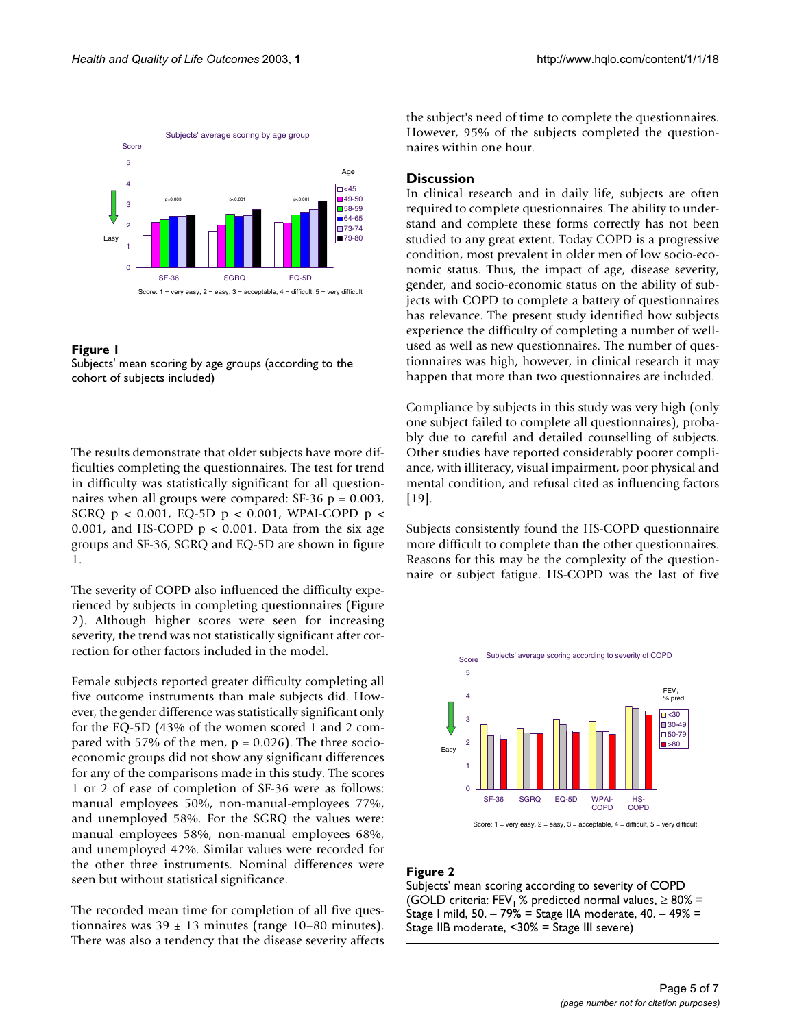**Figure 1**
Subjects' mean scoring by age groups (according to the cohort of subjects included)

The results demonstrate that older subjects have more difficulties completing the questionnaires. The test for trend in difficulty was statistically significant for all questionnaires when all groups were compared: SF-36 $p = 0.003$, SGRQ $p < 0.001$, EQ-5D $p < 0.001$, WPAI-COPD $p < 0.001$, and HS-COPD $p < 0.001$. Data from the six age groups and SF-36, SGRQ and EQ-5D are shown in figure 1.

The severity of COPD also influenced the difficulty experienced by subjects in completing questionnaires (Figure 2). Although higher scores were seen for increasing severity, the trend was not statistically significant after correction for other factors included in the model.

Female subjects reported greater difficulty completing all five outcome instruments than male subjects did. However, the gender difference was statistically significant only for the EQ-5D (43% of the women scored 1 and 2 compared with 57% of the men, $p = 0.026$). The three socio-economic groups did not show any significant differences for any of the comparisons made in this study. The scores 1 or 2 of ease of completion of SF-36 were as follows: manual employees 50%, non-manual-employees 77%, and unemployed 58%. For the SGRQ the values were: manual employees 58%, non-manual employees 68%, and unemployed 42%. Similar values were recorded for the other three instruments. Nominal differences were seen but without statistical significance.

The recorded mean time for completion of all five questionnaires was $39 \pm 13$ minutes (range 10–80 minutes). There was also a tendency that the disease severity affects the subject's need of time to complete the questionnaires. However, 95% of the subjects completed the questionnaires within one hour.

## Discussion

In clinical research and in daily life, subjects are often required to complete questionnaires. The ability to understand and complete these forms correctly has not been studied to any great extent. Today COPD is a progressive condition, most prevalent in older men of low socio-economic status. Thus, the impact of age, disease severity, gender, and socio-economic status on the ability of subjects with COPD to complete a battery of questionnaires has relevance. The present study identified how subjects experience the difficulty of completing a number of well-used as well as new questionnaires. The number of questionnaires was high, however, in clinical research it may happen that more than two questionnaires are included.

Compliance by subjects in this study was very high (only one subject failed to complete all questionnaires), probably due to careful and detailed counselling of subjects. Other studies have reported considerably poorer compliance, with illiteracy, visual impairment, poor physical and mental condition, and refusal cited as influencing factors [19].

Subjects consistently found the HS-COPD questionnaire more difficult to complete than the other questionnaires. Reasons for this may be the complexity of the questionnaire or subject fatigue. HS-COPD was the last of five

**Figure 2**
Subjects' mean scoring according to severity of COPD (GOLD criteria: $FEV_1$ % predicted normal values, ≥ 80% = Stage I mild, 50. – 79% = Stage IIA moderate, 40. – 49% = Stage IIB moderate, <30% = Stage III severe)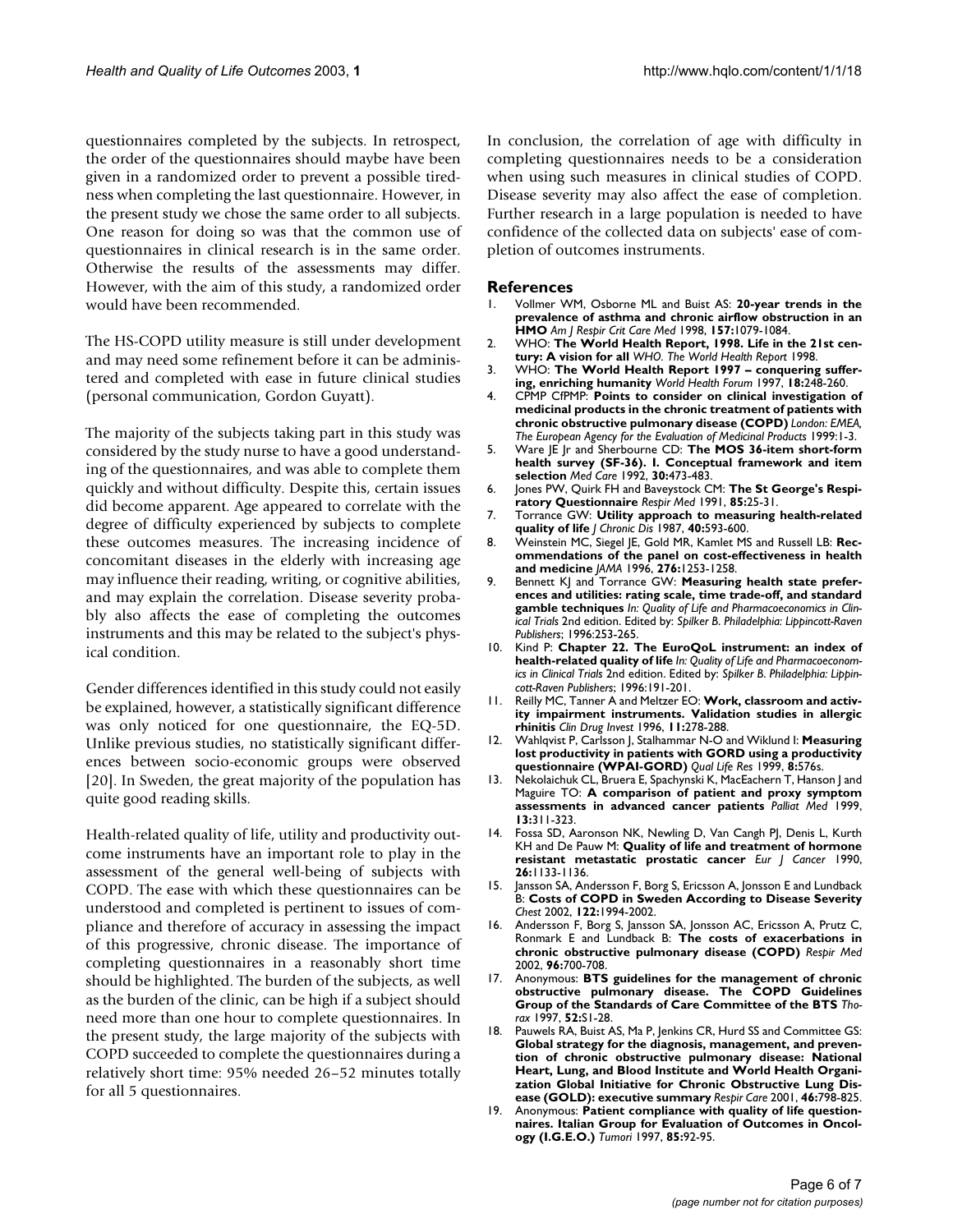questionnaires completed by the subjects. In retrospect, the order of the questionnaires should maybe have been given in a randomized order to prevent a possible tiredness when completing the last questionnaire. However, in the present study we chose the same order to all subjects. One reason for doing so was that the common use of questionnaires in clinical research is in the same order. Otherwise the results of the assessments may differ. However, with the aim of this study, a randomized order would have been recommended.

The HS-COPD utility measure is still under development and may need some refinement before it can be administered and completed with ease in future clinical studies (personal communication, Gordon Guyatt).

The majority of the subjects taking part in this study was considered by the study nurse to have a good understanding of the questionnaires, and was able to complete them quickly and without difficulty. Despite this, certain issues did become apparent. Age appeared to correlate with the degree of difficulty experienced by subjects to complete these outcomes measures. The increasing incidence of concomitant diseases in the elderly with increasing age may influence their reading, writing, or cognitive abilities, and may explain the correlation. Disease severity probably also affects the ease of completing the outcomes instruments and this may be related to the subject's physical condition.

Gender differences identified in this study could not easily be explained, however, a statistically significant difference was only noticed for one questionnaire, the EQ-5D. Unlike previous studies, no statistically significant differences between socio-economic groups were observed [20]. In Sweden, the great majority of the population has quite good reading skills.

Health-related quality of life, utility and productivity outcome instruments have an important role to play in the assessment of the general well-being of subjects with COPD. The ease with which these questionnaires can be understood and completed is pertinent to issues of compliance and therefore of accuracy in assessing the impact of this progressive, chronic disease. The importance of completing questionnaires in a reasonably short time should be highlighted. The burden of the subjects, as well as the burden of the clinic, can be high if a subject should need more than one hour to complete questionnaires. In the present study, the large majority of the subjects with COPD succeeded to complete the questionnaires during a relatively short time: 95% needed 26–52 minutes totally for all 5 questionnaires.

In conclusion, the correlation of age with difficulty in completing questionnaires needs to be a consideration when using such measures in clinical studies of COPD. Disease severity may also affect the ease of completion. Further research in a large population is needed to have confidence of the collected data on subjects' ease of completion of outcomes instruments.

## References

1. Vollmer WM, Osborne ML and Buist AS: **20-year trends in the prevalence of asthma and chronic airflow obstruction in an HMO** *Am J Respir Crit Care Med* 1998, **157:**1079-1084.
2. WHO: **The World Health Report, 1998. Life in the 21st century: A vision for all** *WHO. The World Health Report* 1998.
3. WHO: **The World Health Report 1997 – conquering suffering, enriching humanity** *World Health Forum* 1997, **18:**248-260.
4. CPMP CfPMP: **Points to consider on clinical investigation of medicinal products in the chronic treatment of patients with chronic obstructive pulmonary disease (COPD)** *London: EMEA, The European Agency for the Evaluation of Medicinal Products* 1999:1-3.
5. Ware JE Jr and Sherbourne CD: **The MOS 36-item short-form health survey (SF-36). I. Conceptual framework and item selection** *Med Care* 1992, **30:**473-483.
6. Jones PW, Quirk FH and Baveystock CM: **The St George's Respiratory Questionnaire** *Respir Med* 1991, **85:**25-31.
7. Torrance GW: **Utility approach to measuring health-related quality of life** *J Chronic Dis* 1987, **40:**593-600.
8. Weinstein MC, Siegel JE, Gold MR, Kamlet MS and Russell LB: **Recommendations of the panel on cost-effectiveness in health and medicine** *JAMA* 1996, **276:**1253-1258.
9. Bennett KJ and Torrance GW: **Measuring health state preferences and utilities: rating scale, time trade-off, and standard gamble techniques** *In: Quality of Life and Pharmacoeconomics in Clinical Trials* 2nd edition. Edited by: *Spilker B. Philadelphia: Lippincott-Raven Publishers*; 1996:253-265.
10. Kind P: **Chapter 22. The EuroQoL instrument: an index of health-related quality of life** *In: Quality of Life and Pharmacoeconomics in Clinical Trials* 2nd edition. Edited by: *Spilker B. Philadelphia: Lippincott-Raven Publishers*; 1996:191-201.
11. Reilly MC, Tanner A and Meltzer EO: **Work, classroom and activity impairment instruments. Validation studies in allergic rhinitis** *Clin Drug Invest* 1996, **11:**278-288.
12. Wahlqvist P, Carlsson J, Stalhammar N-O and Wiklund I: **Measuring lost productivity in patients with GORD using a productivity questionnaire (WPAI-GORD)** *Qual Life Res* 1999, **8:**576s.
13. Nekolaichuk CL, Bruera E, Spachynski K, MacEachern T, Hanson J and Maguire TO: **A comparison of patient and proxy symptom assessments in advanced cancer patients** *Palliat Med* 1999, **13:**311-323.
14. Fossa SD, Aaronson NK, Newling D, Van Cangh PJ, Denis L, Kurth KH and De Pauw M: **Quality of life and treatment of hormone resistant metastatic prostatic cancer** *Eur J Cancer* 1990, **26:**1133-1136.
15. Jansson SA, Andersson F, Borg S, Ericsson A, Jonsson E and Lundback B: **Costs of COPD in Sweden According to Disease Severity** *Chest* 2002, **122:**1994-2002.
16. Andersson F, Borg S, Jansson SA, Jonsson AC, Ericsson A, Prutz C, Ronmark E and Lundback B: **The costs of exacerbations in chronic obstructive pulmonary disease (COPD)** *Respir Med* 2002, **96:**700-708.
17. Anonymous: **BTS guidelines for the management of chronic obstructive pulmonary disease. The COPD Guidelines Group of the Standards of Care Committee of the BTS** *Thorax* 1997, **52:**S1-28.
18. Pauwels RA, Buist AS, Ma P, Jenkins CR, Hurd SS and Committee GS: **Global strategy for the diagnosis, management, and prevention of chronic obstructive pulmonary disease: National Heart, Lung, and Blood Institute and World Health Organization Global Initiative for Chronic Obstructive Lung Disease (GOLD): executive summary** *Respir Care* 2001, **46:**798-825.
19. Anonymous: **Patient compliance with quality of life questionnaires. Italian Group for Evaluation of Outcomes in Oncology (I.G.E.O.)** *Tumori* 1997, **85:**92-95.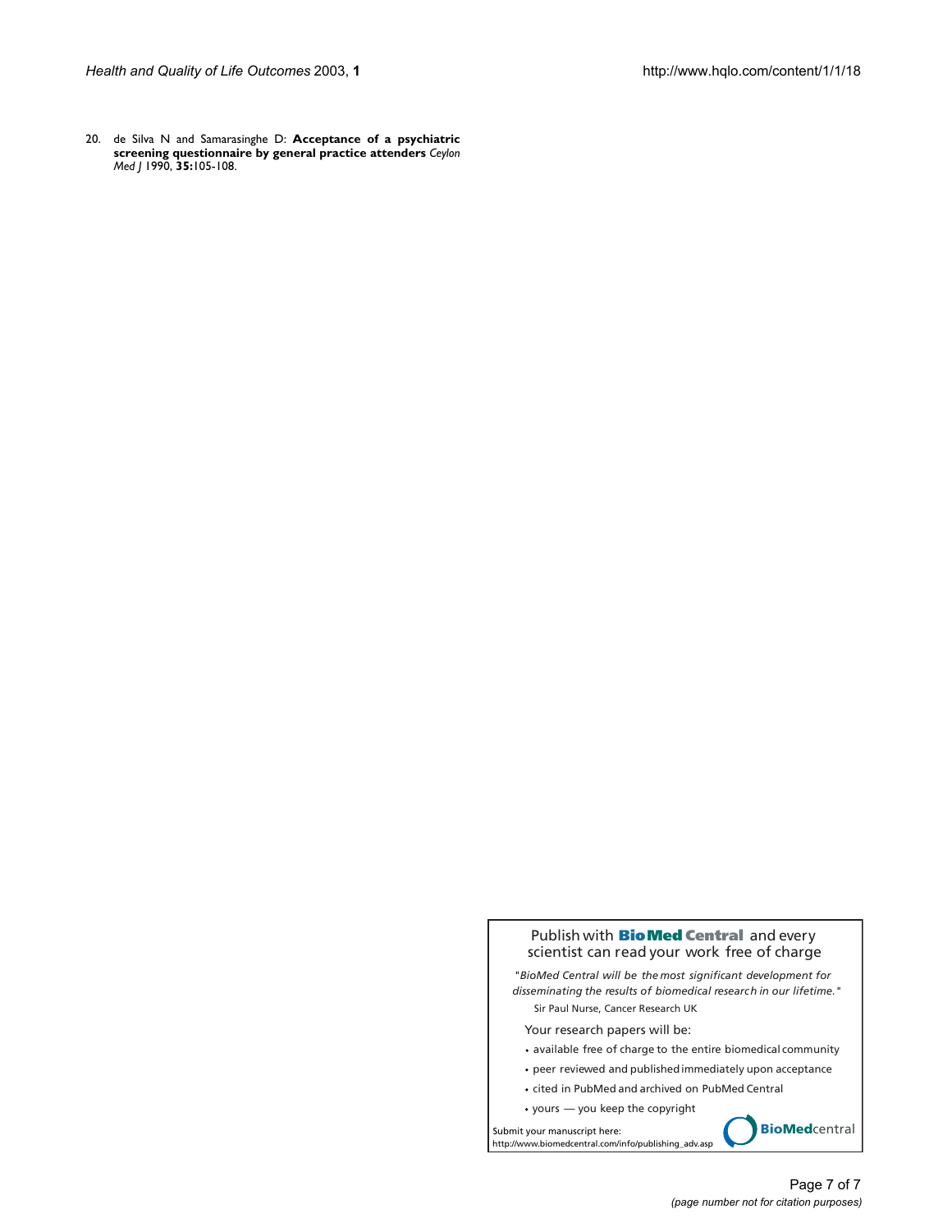20. de Silva N and Samarasinghe D: **Acceptance of a psychiatric screening questionnaire by general practice attenders** *Ceylon Med J* 1990, **35:**105-108.

Publish with **BioMed Central** and every scientist can read your work free of charge

*"BioMed Central will be the most significant development for disseminating the results of biomedical research in our lifetime."*

Sir Paul Nurse, Cancer Research UK

Your research papers will be:

- available free of charge to the entire biomedical community
- peer reviewed and published immediately upon acceptance
- cited in PubMed and archived on PubMed Central
- yours — you keep the copyright

Submit your manuscript here:
http://www.biomedcentral.com/info/publishing_adv.asp

**BioMed**central